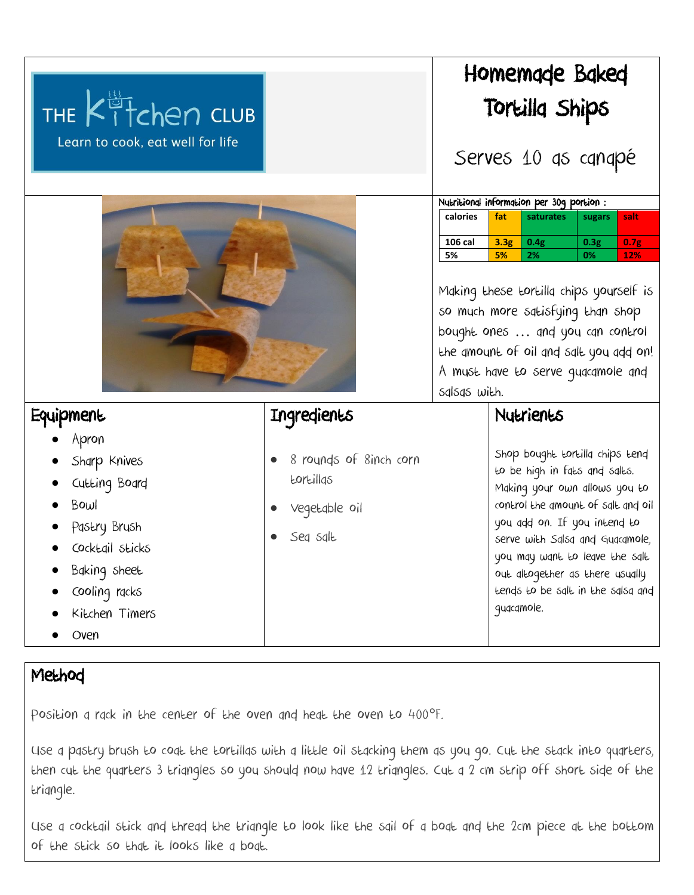THE Kitchen CLUB
Learn to cook, eat well for life

# Homemade Baked Tortilla Ships

Serves 10 as canapé

Nutritional information per 30g portion :

| calories | fat | saturates | sugars | salt |
|---|---|---|---|---|
| 106 cal | 3.3g | 0.4g | 0.3g | 0.7g |
| 5% | 5% | 2% | 0% | 12% |

Making these tortilla chips yourself is so much more satisfying than shop bought ones … and you can control the amount of oil and salt you add on! A must have to serve guacamole and salsas with.

## Equipment

- Apron
- Sharp Knives
- Cutting Board
- Bowl
- Pastry Brush
- Cocktail sticks
- Baking sheet
- Cooling racks
- Kitchen Timers
- Oven

## Ingredients

- 8 rounds of 8inch corn tortillas
- Vegetable oil
- Sea salt

## Nutrients

Shop bought tortilla chips tend to be high in fats and salts. Making your own allows you to control the amount of salt and oil you add on. If you intend to serve with Salsa and Guacamole, you may want to leave the salt out altogether as there usually tends to be salt in the salsa and guacamole.

## Method

Position a rack in the center of the oven and heat the oven to 400°F.

Use a pastry brush to coat the tortillas with a little oil stacking them as you go. Cut the stack into quarters, then cut the quarters 3 triangles so you should now have 12 triangles. Cut a 2 cm strip off short side of the triangle.

Use a cocktail stick and thread the triangle to look like the sail of a boat and the 2cm piece at the bottom of the stick so that it looks like a boat.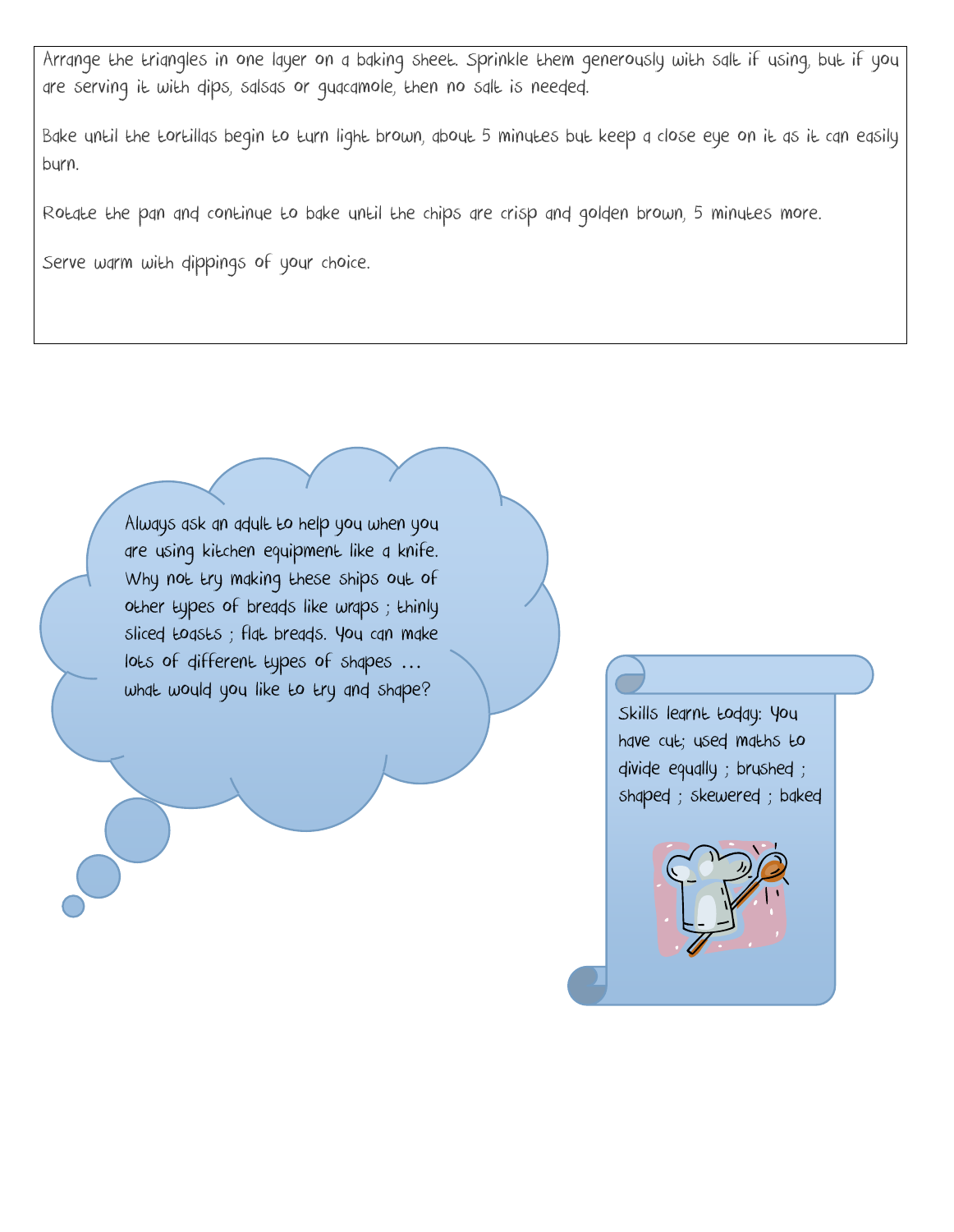Arrange the triangles in one layer on a baking sheet. Sprinkle them generously with salt if using, but if you are serving it with dips, salsas or guacamole, then no salt is needed.

Bake until the tortillas begin to turn light brown, about 5 minutes but keep a close eye on it as it can easily burn.

Rotate the pan and continue to bake until the chips are crisp and golden brown, 5 minutes more.

Serve warm with dippings of your choice.

Always ask an adult to help you when you are using kitchen equipment like a knife. Why not try making these ships out of other types of breads like wraps ; thinly sliced toasts ; flat breads. You can make lots of different types of shapes … what would you like to try and shape?

Skills learnt today: You have cut; used maths to divide equally ; brushed ; shaped ; skewered ; baked